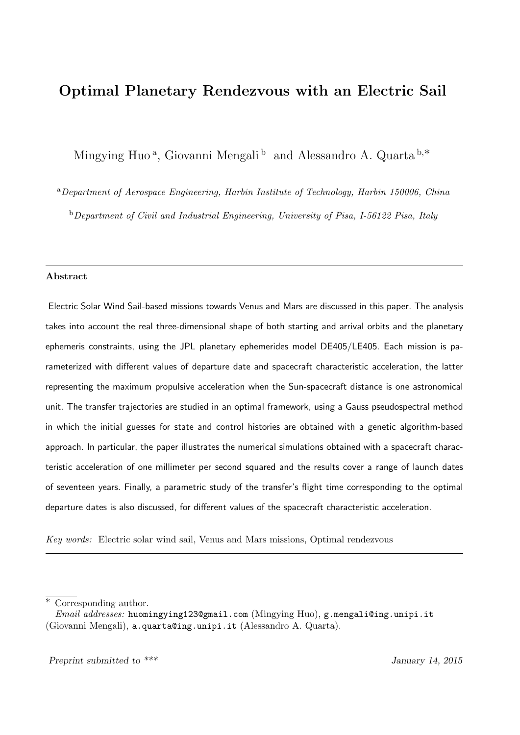# Optimal Planetary Rendezvous with an Electric Sail

Mingying Huo [a], Giovanni Mengali [b] and Alessandro A. Quarta [b,*]

[a] *Department of Aerospace Engineering, Harbin Institute of Technology, Harbin 150006, China*

[b] *Department of Civil and Industrial Engineering, University of Pisa, I-56122 Pisa, Italy*

---

**Abstract**

Electric Solar Wind Sail-based missions towards Venus and Mars are discussed in this paper. The analysis takes into account the real three-dimensional shape of both starting and arrival orbits and the planetary ephemeris constraints, using the JPL planetary ephemerides model DE405/LE405. Each mission is parameterized with different values of departure date and spacecraft characteristic acceleration, the latter representing the maximum propulsive acceleration when the Sun-spacecraft distance is one astronomical unit. The transfer trajectories are studied in an optimal framework, using a Gauss pseudospectral method in which the initial guesses for state and control histories are obtained with a genetic algorithm-based approach. In particular, the paper illustrates the numerical simulations obtained with a spacecraft characteristic acceleration of one millimeter per second squared and the results cover a range of launch dates of seventeen years. Finally, a parametric study of the transfer's flight time corresponding to the optimal departure dates is also discussed, for different values of the spacecraft characteristic acceleration.

*Key words:* Electric solar wind sail, Venus and Mars missions, Optimal rendezvous

---

\* Corresponding author.
*Email addresses:* huomingying123@gmail.com (Mingying Huo), g.mengali@ing.unipi.it (Giovanni Mengali), a.quarta@ing.unipi.it (Alessandro A. Quarta).

*Preprint submitted to \*\*\** *January 14, 2015*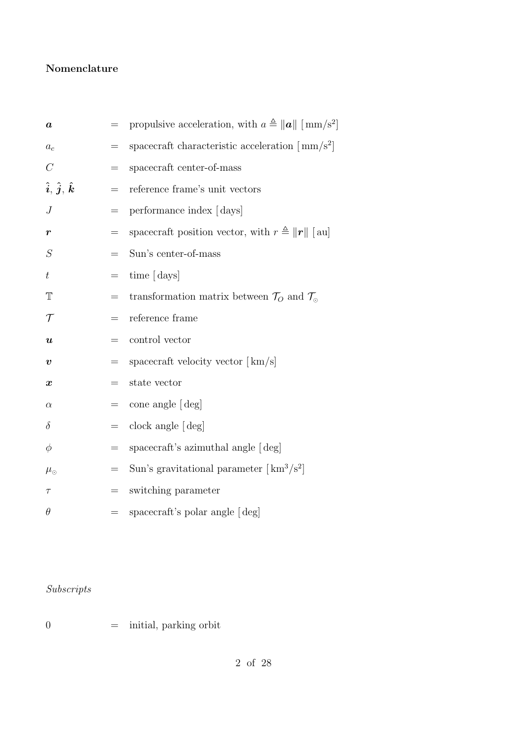**Nomenclature**

| | | |
|---|---|---|
| $\boldsymbol{a}$ | = | propulsive acceleration, with $a \triangleq \|\boldsymbol{a}\|$ [ mm/s$^2$] |
| $a_c$ | = | spacecraft characteristic acceleration [ mm/s$^2$] |
| $C$ | = | spacecraft center-of-mass |
| $\hat{\boldsymbol{i}}$, $\hat{\boldsymbol{j}}$, $\hat{\boldsymbol{k}}$ | = | reference frame's unit vectors |
| $J$ | = | performance index [ days] |
| $\boldsymbol{r}$ | = | spacecraft position vector, with $r \triangleq \|\boldsymbol{r}\|$ [ au] |
| $S$ | = | Sun's center-of-mass |
| $t$ | = | time [ days] |
| $\mathbb{T}$ | = | transformation matrix between $\mathcal{T}_O$ and $\mathcal{T}_\odot$ |
| $\mathcal{T}$ | = | reference frame |
| $\boldsymbol{u}$ | = | control vector |
| $\boldsymbol{v}$ | = | spacecraft velocity vector [ km/s] |
| $\boldsymbol{x}$ | = | state vector |
| $\alpha$ | = | cone angle [ deg] |
| $\delta$ | = | clock angle [ deg] |
| $\phi$ | = | spacecraft's azimuthal angle [ deg] |
| $\mu_\odot$ | = | Sun's gravitational parameter [ km$^3$/s$^2$] |
| $\tau$ | = | switching parameter |
| $\theta$ | = | spacecraft's polar angle [ deg] |

*Subscripts*

| | | |
|---|---|---|
| $0$ | = | initial, parking orbit |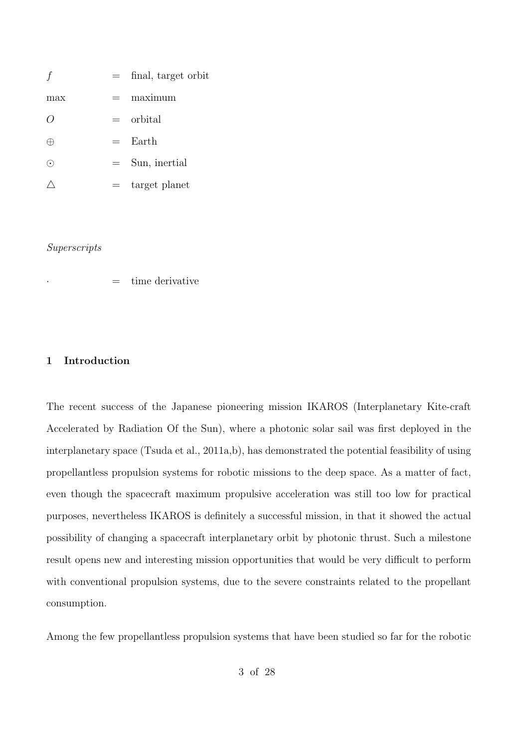| | | |
|---|---|---|
| $f$ | = | final, target orbit |
| max | = | maximum |
| $O$ | = | orbital |
| $\oplus$ | = | Earth |
| $\odot$ | = | Sun, inertial |
| $\triangle$ | = | target planet |

*Superscripts*

| | | |
|---|---|---|
| $\cdot$ | = | time derivative |

## 1 Introduction

The recent success of the Japanese pioneering mission IKAROS (Interplanetary Kite-craft Accelerated by Radiation Of the Sun), where a photonic solar sail was first deployed in the interplanetary space (Tsuda et al., 2011a,b), has demonstrated the potential feasibility of using propellantless propulsion systems for robotic missions to the deep space. As a matter of fact, even though the spacecraft maximum propulsive acceleration was still too low for practical purposes, nevertheless IKAROS is definitely a successful mission, in that it showed the actual possibility of changing a spacecraft interplanetary orbit by photonic thrust. Such a milestone result opens new and interesting mission opportunities that would be very difficult to perform with conventional propulsion systems, due to the severe constraints related to the propellant consumption.

Among the few propellantless propulsion systems that have been studied so far for the robotic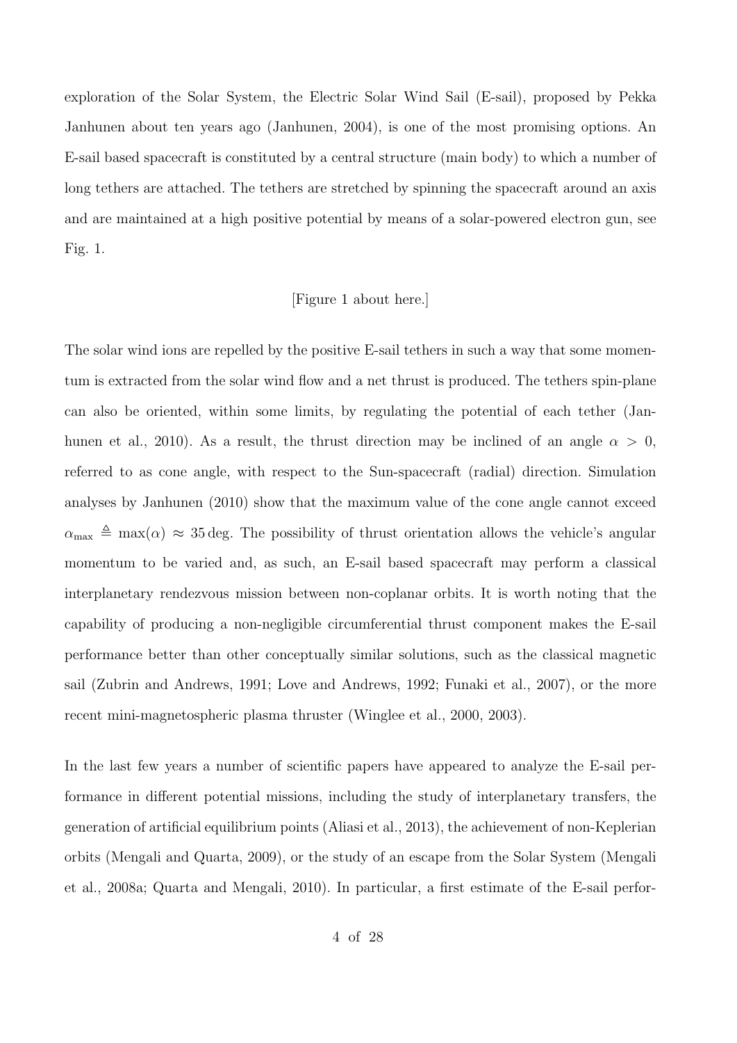exploration of the Solar System, the Electric Solar Wind Sail (E-sail), proposed by Pekka Janhunen about ten years ago (Janhunen, 2004), is one of the most promising options. An E-sail based spacecraft is constituted by a central structure (main body) to which a number of long tethers are attached. The tethers are stretched by spinning the spacecraft around an axis and are maintained at a high positive potential by means of a solar-powered electron gun, see Fig. 1.

[Figure 1 about here.]

The solar wind ions are repelled by the positive E-sail tethers in such a way that some momentum is extracted from the solar wind flow and a net thrust is produced. The tethers spin-plane can also be oriented, within some limits, by regulating the potential of each tether (Janhunen et al., 2010). As a result, the thrust direction may be inclined of an angle $\alpha > 0$, referred to as cone angle, with respect to the Sun-spacecraft (radial) direction. Simulation analyses by Janhunen (2010) show that the maximum value of the cone angle cannot exceed $\alpha_{\max} \triangleq \max(\alpha) \approx 35\,\text{deg}$. The possibility of thrust orientation allows the vehicle's angular momentum to be varied and, as such, an E-sail based spacecraft may perform a classical interplanetary rendezvous mission between non-coplanar orbits. It is worth noting that the capability of producing a non-negligible circumferential thrust component makes the E-sail performance better than other conceptually similar solutions, such as the classical magnetic sail (Zubrin and Andrews, 1991; Love and Andrews, 1992; Funaki et al., 2007), or the more recent mini-magnetospheric plasma thruster (Winglee et al., 2000, 2003).

In the last few years a number of scientific papers have appeared to analyze the E-sail performance in different potential missions, including the study of interplanetary transfers, the generation of artificial equilibrium points (Aliasi et al., 2013), the achievement of non-Keplerian orbits (Mengali and Quarta, 2009), or the study of an escape from the Solar System (Mengali et al., 2008a; Quarta and Mengali, 2010). In particular, a first estimate of the E-sail perfor-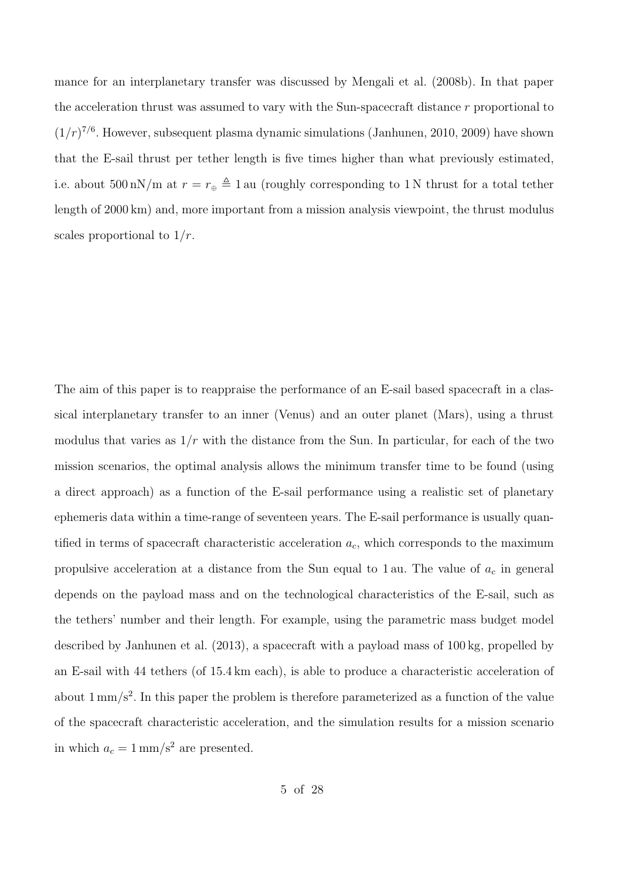mance for an interplanetary transfer was discussed by Mengali et al. (2008b). In that paper the acceleration thrust was assumed to vary with the Sun-spacecraft distance $r$ proportional to $(1/r)^{7/6}$. However, subsequent plasma dynamic simulations (Janhunen, 2010, 2009) have shown that the E-sail thrust per tether length is five times higher than what previously estimated, i.e. about $500\,\mathrm{nN/m}$ at $r = r_\oplus \triangleq 1\,\mathrm{au}$ (roughly corresponding to $1\,\mathrm{N}$ thrust for a total tether length of $2000\,\mathrm{km}$) and, more important from a mission analysis viewpoint, the thrust modulus scales proportional to $1/r$.

The aim of this paper is to reappraise the performance of an E-sail based spacecraft in a classical interplanetary transfer to an inner (Venus) and an outer planet (Mars), using a thrust modulus that varies as $1/r$ with the distance from the Sun. In particular, for each of the two mission scenarios, the optimal analysis allows the minimum transfer time to be found (using a direct approach) as a function of the E-sail performance using a realistic set of planetary ephemeris data within a time-range of seventeen years. The E-sail performance is usually quantified in terms of spacecraft characteristic acceleration $a_c$, which corresponds to the maximum propulsive acceleration at a distance from the Sun equal to $1\,\mathrm{au}$. The value of $a_c$ in general depends on the payload mass and on the technological characteristics of the E-sail, such as the tethers' number and their length. For example, using the parametric mass budget model described by Janhunen et al. (2013), a spacecraft with a payload mass of $100\,\mathrm{kg}$, propelled by an E-sail with 44 tethers (of $15.4\,\mathrm{km}$ each), is able to produce a characteristic acceleration of about $1\,\mathrm{mm/s^2}$. In this paper the problem is therefore parameterized as a function of the value of the spacecraft characteristic acceleration, and the simulation results for a mission scenario in which $a_c = 1\,\mathrm{mm/s^2}$ are presented.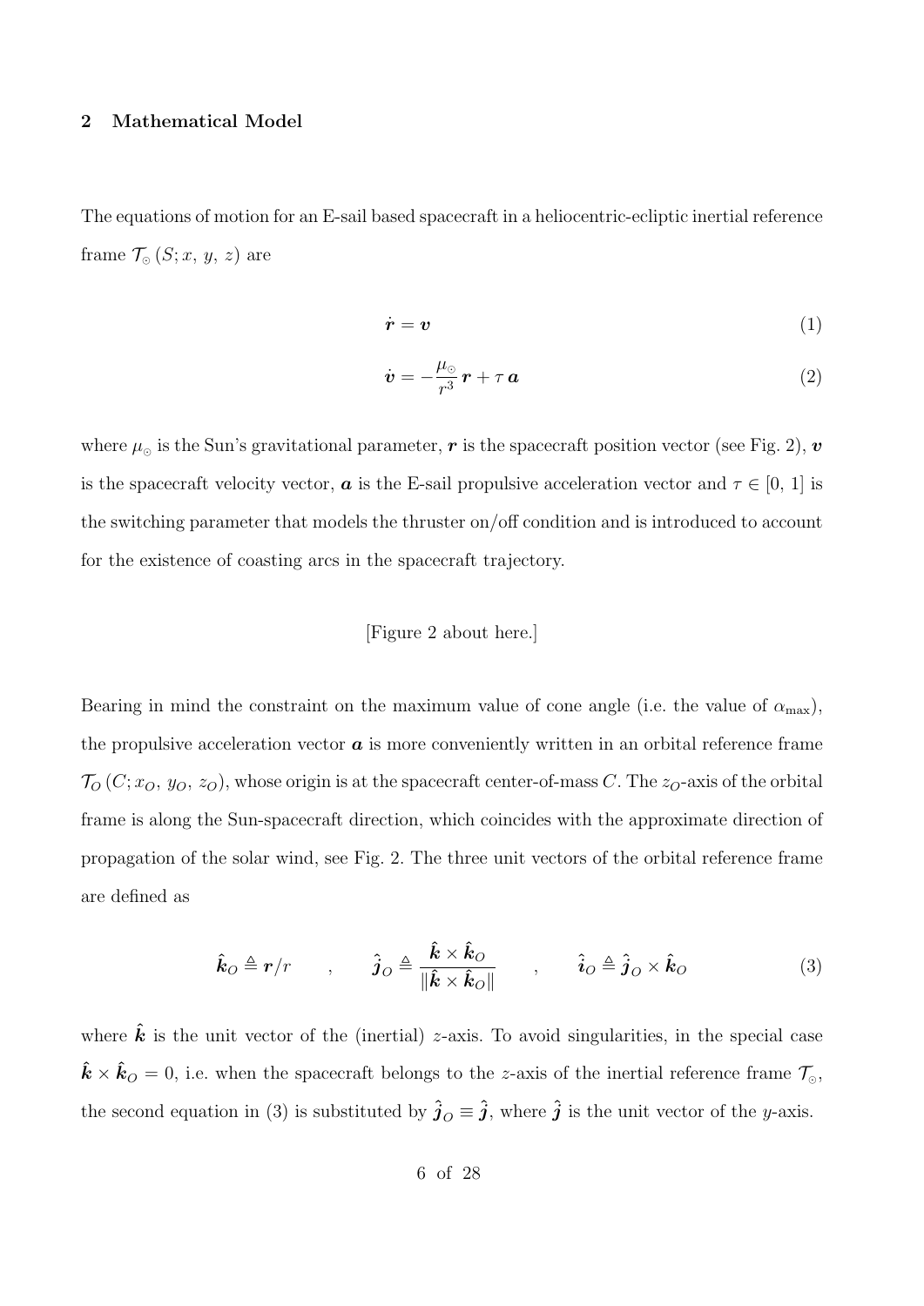## 2 Mathematical Model

The equations of motion for an E-sail based spacecraft in a heliocentric-ecliptic inertial reference frame $\mathcal{T}_{\odot}(S; x, y, z)$ are

$$\dot{\boldsymbol{r}} = \boldsymbol{v} \tag{1}$$

$$\dot{\boldsymbol{v}} = -\frac{\mu_{\odot}}{r^3}\,\boldsymbol{r} + \tau\,\boldsymbol{a} \tag{2}$$

where $\mu_{\odot}$ is the Sun's gravitational parameter, $\boldsymbol{r}$ is the spacecraft position vector (see Fig. 2), $\boldsymbol{v}$ is the spacecraft velocity vector, $\boldsymbol{a}$ is the E-sail propulsive acceleration vector and $\tau \in [0, 1]$ is the switching parameter that models the thruster on/off condition and is introduced to account for the existence of coasting arcs in the spacecraft trajectory.

[Figure 2 about here.]

Bearing in mind the constraint on the maximum value of cone angle (i.e. the value of $\alpha_{\max}$), the propulsive acceleration vector $\boldsymbol{a}$ is more conveniently written in an orbital reference frame $\mathcal{T}_O(C; x_O, y_O, z_O)$, whose origin is at the spacecraft center-of-mass $C$. The $z_O$-axis of the orbital frame is along the Sun-spacecraft direction, which coincides with the approximate direction of propagation of the solar wind, see Fig. 2. The three unit vectors of the orbital reference frame are defined as

$$\hat{\boldsymbol{k}}_O \triangleq \boldsymbol{r}/r \qquad , \qquad \hat{\boldsymbol{j}}_O \triangleq \frac{\hat{\boldsymbol{k}} \times \hat{\boldsymbol{k}}_O}{\|\hat{\boldsymbol{k}} \times \hat{\boldsymbol{k}}_O\|} \qquad , \qquad \hat{\boldsymbol{i}}_O \triangleq \hat{\boldsymbol{j}}_O \times \hat{\boldsymbol{k}}_O \tag{3}$$

where $\hat{\boldsymbol{k}}$ is the unit vector of the (inertial) $z$-axis. To avoid singularities, in the special case $\hat{\boldsymbol{k}} \times \hat{\boldsymbol{k}}_O = 0$, i.e. when the spacecraft belongs to the $z$-axis of the inertial reference frame $\mathcal{T}_{\odot}$, the second equation in (3) is substituted by $\hat{\boldsymbol{j}}_O \equiv \hat{\boldsymbol{j}}$, where $\hat{\boldsymbol{j}}$ is the unit vector of the $y$-axis.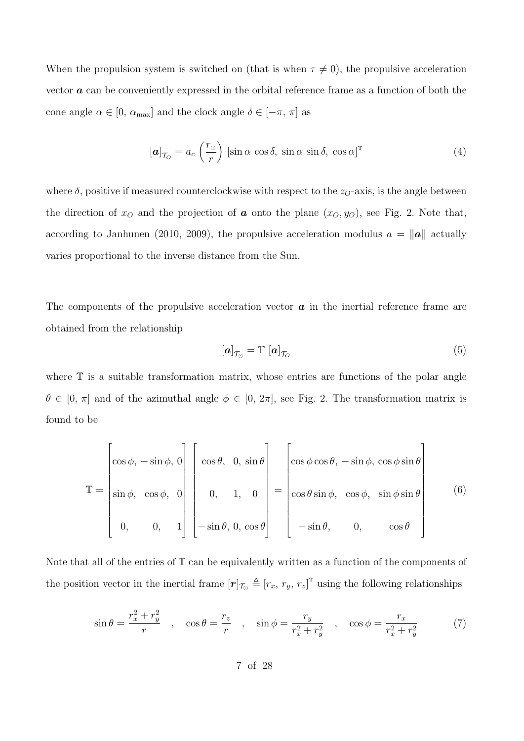When the propulsion system is switched on (that is when $\tau \neq 0$), the propulsive acceleration vector $\boldsymbol{a}$ can be conveniently expressed in the orbital reference frame as a function of both the cone angle $\alpha \in [0,\, \alpha_{\max}]$ and the clock angle $\delta \in [-\pi,\, \pi]$ as

$$[\boldsymbol{a}]_{\mathcal{T}_O} = a_c \left(\frac{r_\oplus}{r}\right) [\sin\alpha\, \cos\delta,\; \sin\alpha\, \sin\delta,\; \cos\alpha]^{\mathrm{T}} \tag{4}$$

where $\delta$, positive if measured counterclockwise with respect to the $z_O$-axis, is the angle between the direction of $x_O$ and the projection of $\boldsymbol{a}$ onto the plane $(x_O, y_O)$, see Fig. 2. Note that, according to Janhunen (2010, 2009), the propulsive acceleration modulus $a = \|\boldsymbol{a}\|$ actually varies proportional to the inverse distance from the Sun.

The components of the propulsive acceleration vector $\boldsymbol{a}$ in the inertial reference frame are obtained from the relationship

$$[\boldsymbol{a}]_{\mathcal{T}_\odot} = \mathbb{T}\; [\boldsymbol{a}]_{\mathcal{T}_O} \tag{5}$$

where $\mathbb{T}$ is a suitable transformation matrix, whose entries are functions of the polar angle $\theta \in [0,\, \pi]$ and of the azimuthal angle $\phi \in [0,\, 2\pi]$, see Fig. 2. The transformation matrix is found to be

$$\mathbb{T} = \begin{bmatrix} \cos\phi, & -\sin\phi, & 0 \\ \sin\phi, & \cos\phi, & 0 \\ 0, & 0, & 1 \end{bmatrix} \begin{bmatrix} \cos\theta, & 0, & \sin\theta \\ 0, & 1, & 0 \\ -\sin\theta, & 0, & \cos\theta \end{bmatrix} = \begin{bmatrix} \cos\phi\cos\theta, & -\sin\phi, & \cos\phi\sin\theta \\ \cos\theta\sin\phi, & \cos\phi, & \sin\phi\sin\theta \\ -\sin\theta, & 0, & \cos\theta \end{bmatrix} \tag{6}$$

Note that all of the entries of $\mathbb{T}$ can be equivalently written as a function of the components of the position vector in the inertial frame $[\boldsymbol{r}]_{\mathcal{T}_\odot} \triangleq [r_x,\, r_y,\, r_z]^{\mathrm{T}}$ using the following relationships

$$\sin\theta = \frac{r_x^2 + r_y^2}{r} \quad , \quad \cos\theta = \frac{r_z}{r} \quad , \quad \sin\phi = \frac{r_y}{r_x^2 + r_y^2} \quad , \quad \cos\phi = \frac{r_x}{r_x^2 + r_y^2} \tag{7}$$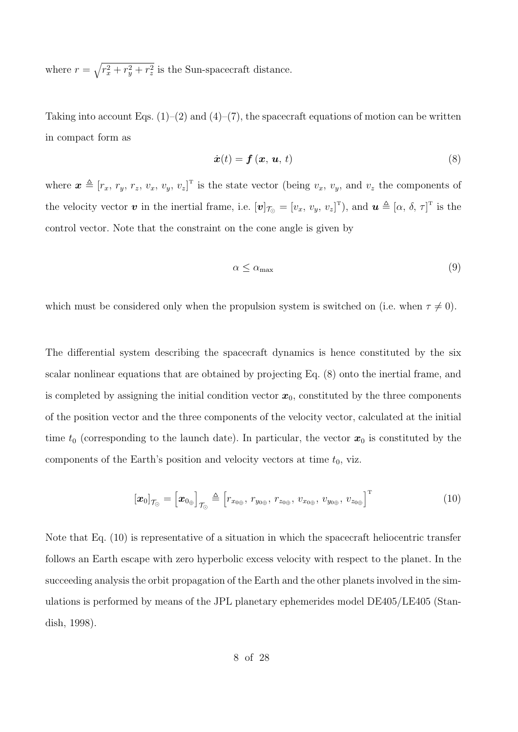where $r = \sqrt{r_x^2 + r_y^2 + r_z^2}$ is the Sun-spacecraft distance.

Taking into account Eqs. (1)–(2) and (4)–(7), the spacecraft equations of motion can be written in compact form as

$$\dot{\boldsymbol{x}}(t) = \boldsymbol{f}\left(\boldsymbol{x},\, \boldsymbol{u},\, t\right) \tag{8}$$

where $\boldsymbol{x} \triangleq [r_x,\, r_y,\, r_z,\, v_x,\, v_y,\, v_z]^{\mathrm{T}}$ is the state vector (being $v_x$, $v_y$, and $v_z$ the components of the velocity vector $\boldsymbol{v}$ in the inertial frame, i.e. $[\boldsymbol{v}]_{\mathcal{T}_\odot} = [v_x,\, v_y,\, v_z]^{\mathrm{T}}$), and $\boldsymbol{u} \triangleq [\alpha,\, \delta,\, \tau]^{\mathrm{T}}$ is the control vector. Note that the constraint on the cone angle is given by

$$\alpha \leq \alpha_{\max} \tag{9}$$

which must be considered only when the propulsion system is switched on (i.e. when $\tau \neq 0$).

The differential system describing the spacecraft dynamics is hence constituted by the six scalar nonlinear equations that are obtained by projecting Eq. (8) onto the inertial frame, and is completed by assigning the initial condition vector $\boldsymbol{x}_0$, constituted by the three components of the position vector and the three components of the velocity vector, calculated at the initial time $t_0$ (corresponding to the launch date). In particular, the vector $\boldsymbol{x}_0$ is constituted by the components of the Earth's position and velocity vectors at time $t_0$, viz.

$$[\boldsymbol{x}_0]_{\mathcal{T}_\odot} = \left[\boldsymbol{x}_{0_\oplus}\right]_{\mathcal{T}_\odot} \triangleq \left[r_{x_{0\oplus}},\, r_{y_{0\oplus}},\, r_{z_{0\oplus}},\, v_{x_{0\oplus}},\, v_{y_{0\oplus}},\, v_{z_{0\oplus}}\right]^{\mathrm{T}} \tag{10}$$

Note that Eq. (10) is representative of a situation in which the spacecraft heliocentric transfer follows an Earth escape with zero hyperbolic excess velocity with respect to the planet. In the succeeding analysis the orbit propagation of the Earth and the other planets involved in the simulations is performed by means of the JPL planetary ephemerides model DE405/LE405 (Standish, 1998).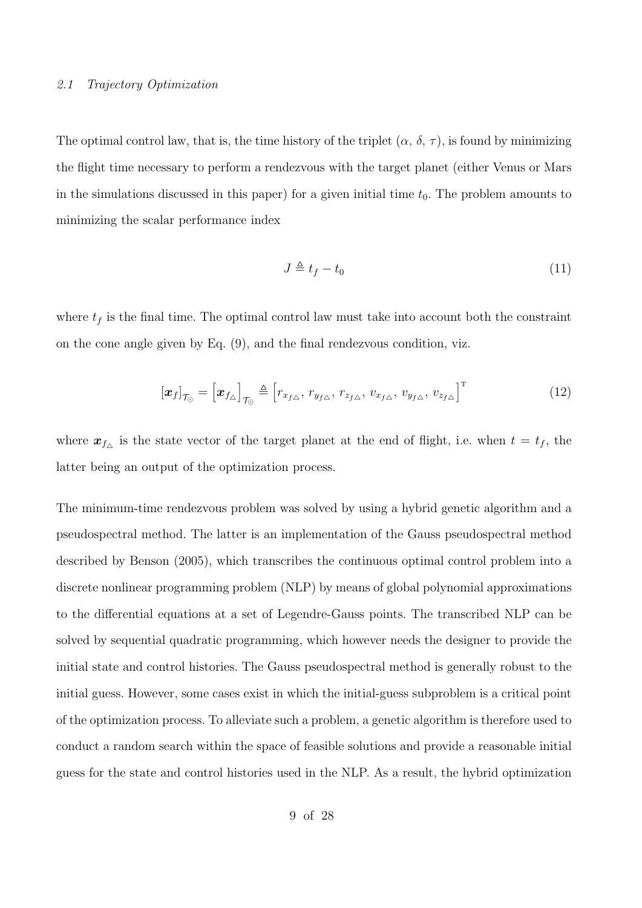### *2.1 Trajectory Optimization*

The optimal control law, that is, the time history of the triplet ($\alpha$, $\delta$, $\tau$), is found by minimizing the flight time necessary to perform a rendezvous with the target planet (either Venus or Mars in the simulations discussed in this paper) for a given initial time $t_0$. The problem amounts to minimizing the scalar performance index

$$J \triangleq t_f - t_0 \tag{11}$$

where $t_f$ is the final time. The optimal control law must take into account both the constraint on the cone angle given by Eq. (9), and the final rendezvous condition, viz.

$$[\boldsymbol{x}_f]_{\mathcal{T}_\odot} = \left[\boldsymbol{x}_{f_\triangle}\right]_{\mathcal{T}_\odot} \triangleq \left[r_{x_{f\triangle}},\, r_{y_{f\triangle}},\, r_{z_{f\triangle}},\, v_{x_{f\triangle}},\, v_{y_{f\triangle}},\, v_{z_{f\triangle}}\right]^{\mathrm{T}} \tag{12}$$

where $\boldsymbol{x}_{f_\triangle}$ is the state vector of the target planet at the end of flight, i.e. when $t = t_f$, the latter being an output of the optimization process.

The minimum-time rendezvous problem was solved by using a hybrid genetic algorithm and a pseudospectral method. The latter is an implementation of the Gauss pseudospectral method described by Benson (2005), which transcribes the continuous optimal control problem into a discrete nonlinear programming problem (NLP) by means of global polynomial approximations to the differential equations at a set of Legendre-Gauss points. The transcribed NLP can be solved by sequential quadratic programming, which however needs the designer to provide the initial state and control histories. The Gauss pseudospectral method is generally robust to the initial guess. However, some cases exist in which the initial-guess subproblem is a critical point of the optimization process. To alleviate such a problem, a genetic algorithm is therefore used to conduct a random search within the space of feasible solutions and provide a reasonable initial guess for the state and control histories used in the NLP. As a result, the hybrid optimization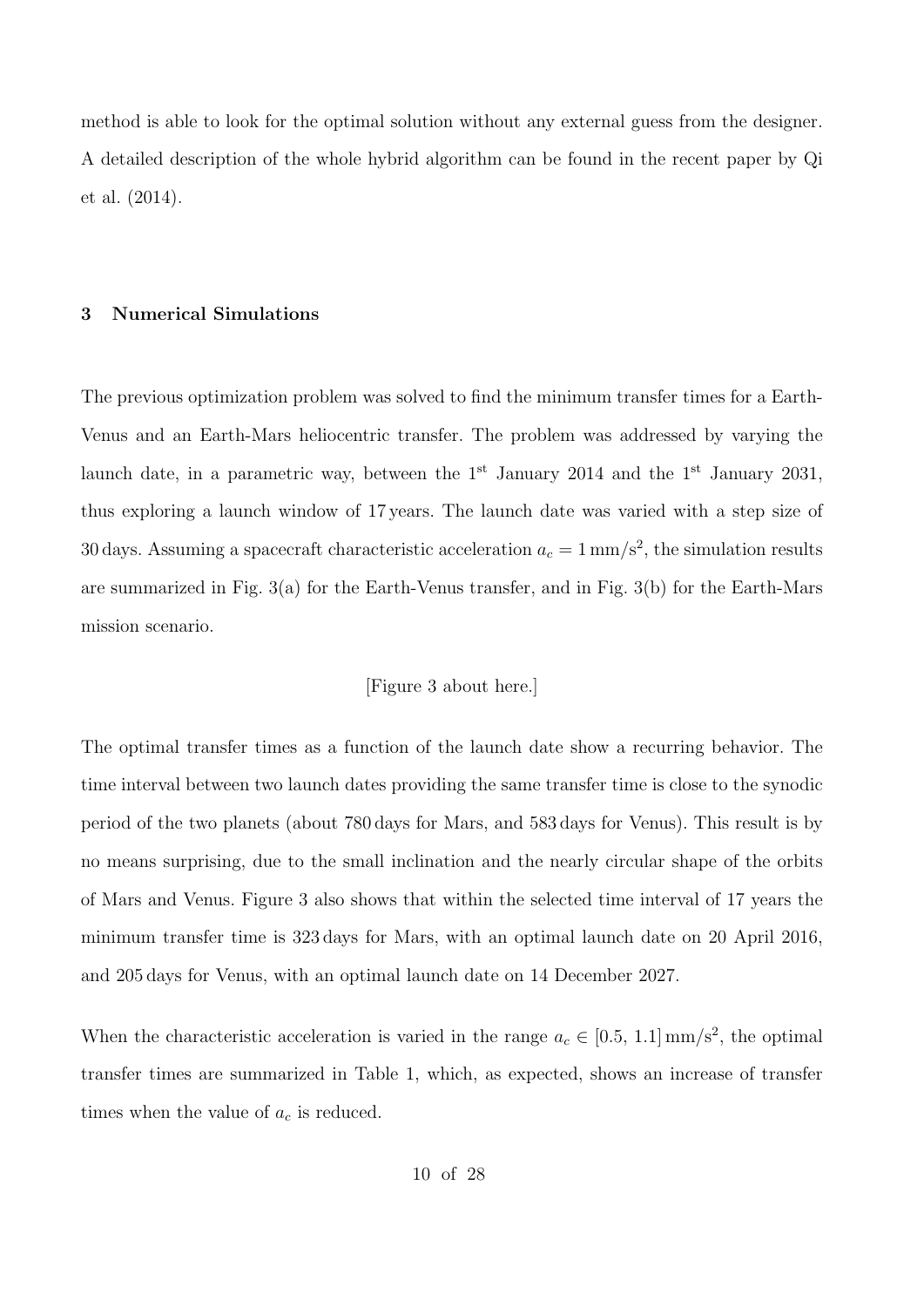method is able to look for the optimal solution without any external guess from the designer. A detailed description of the whole hybrid algorithm can be found in the recent paper by Qi et al. (2014).

## 3 Numerical Simulations

The previous optimization problem was solved to find the minimum transfer times for a Earth-Venus and an Earth-Mars heliocentric transfer. The problem was addressed by varying the launch date, in a parametric way, between the 1st January 2014 and the 1st January 2031, thus exploring a launch window of 17 years. The launch date was varied with a step size of 30 days. Assuming a spacecraft characteristic acceleration $a_c = 1\,\mathrm{mm/s^2}$, the simulation results are summarized in Fig. 3(a) for the Earth-Venus transfer, and in Fig. 3(b) for the Earth-Mars mission scenario.

[Figure 3 about here.]

The optimal transfer times as a function of the launch date show a recurring behavior. The time interval between two launch dates providing the same transfer time is close to the synodic period of the two planets (about 780 days for Mars, and 583 days for Venus). This result is by no means surprising, due to the small inclination and the nearly circular shape of the orbits of Mars and Venus. Figure 3 also shows that within the selected time interval of 17 years the minimum transfer time is 323 days for Mars, with an optimal launch date on 20 April 2016, and 205 days for Venus, with an optimal launch date on 14 December 2027.

When the characteristic acceleration is varied in the range $a_c \in [0.5,\, 1.1]\,\mathrm{mm/s^2}$, the optimal transfer times are summarized in Table 1, which, as expected, shows an increase of transfer times when the value of $a_c$ is reduced.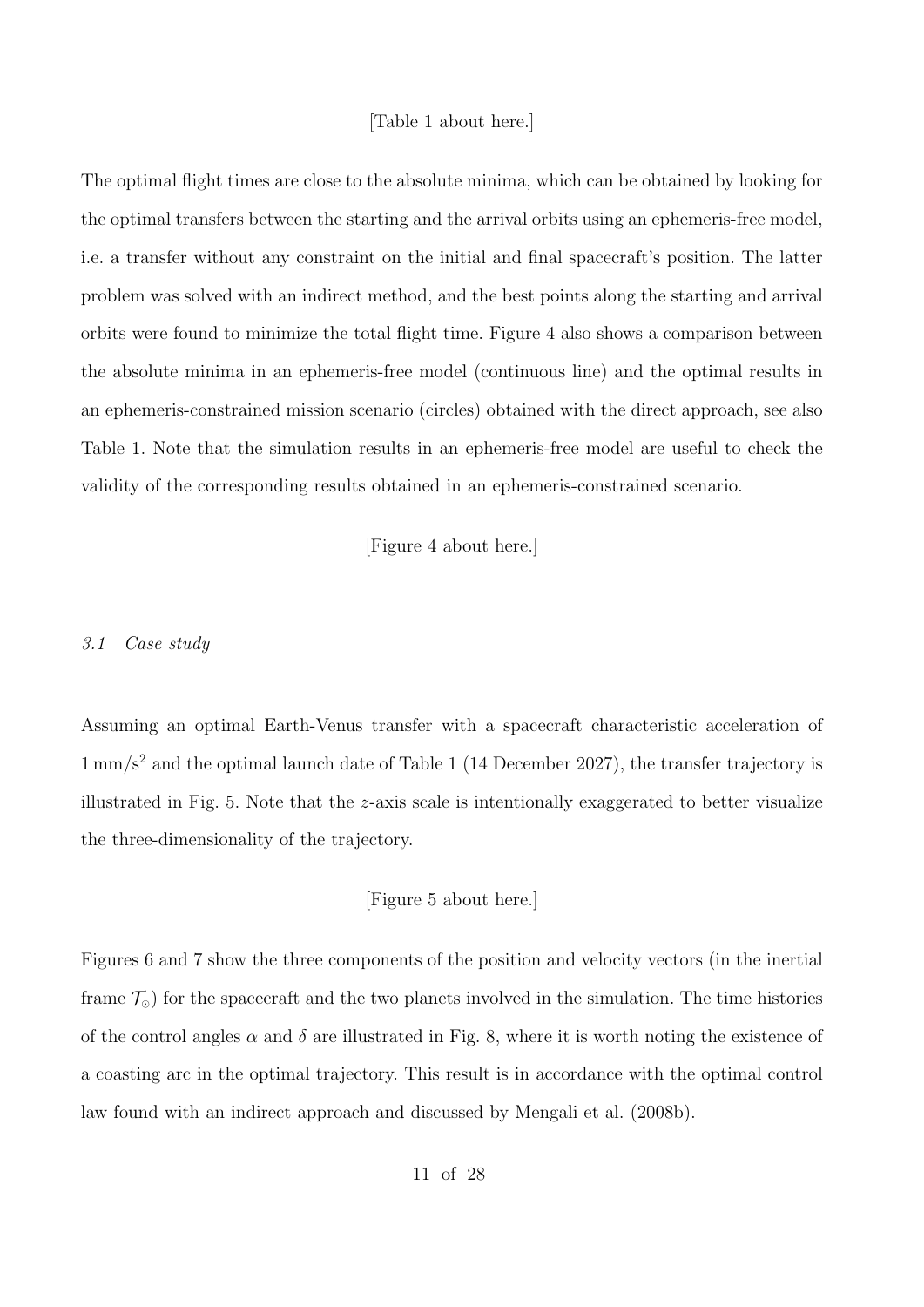[Table 1 about here.]

The optimal flight times are close to the absolute minima, which can be obtained by looking for the optimal transfers between the starting and the arrival orbits using an ephemeris-free model, i.e. a transfer without any constraint on the initial and final spacecraft's position. The latter problem was solved with an indirect method, and the best points along the starting and arrival orbits were found to minimize the total flight time. Figure 4 also shows a comparison between the absolute minima in an ephemeris-free model (continuous line) and the optimal results in an ephemeris-constrained mission scenario (circles) obtained with the direct approach, see also Table 1. Note that the simulation results in an ephemeris-free model are useful to check the validity of the corresponding results obtained in an ephemeris-constrained scenario.

[Figure 4 about here.]

### *3.1 Case study*

Assuming an optimal Earth-Venus transfer with a spacecraft characteristic acceleration of $1\,\mathrm{mm/s^2}$ and the optimal launch date of Table 1 (14 December 2027), the transfer trajectory is illustrated in Fig. 5. Note that the $z$-axis scale is intentionally exaggerated to better visualize the three-dimensionality of the trajectory.

[Figure 5 about here.]

Figures 6 and 7 show the three components of the position and velocity vectors (in the inertial frame $\mathcal{T}_{\odot}$) for the spacecraft and the two planets involved in the simulation. The time histories of the control angles $\alpha$ and $\delta$ are illustrated in Fig. 8, where it is worth noting the existence of a coasting arc in the optimal trajectory. This result is in accordance with the optimal control law found with an indirect approach and discussed by Mengali et al. (2008b).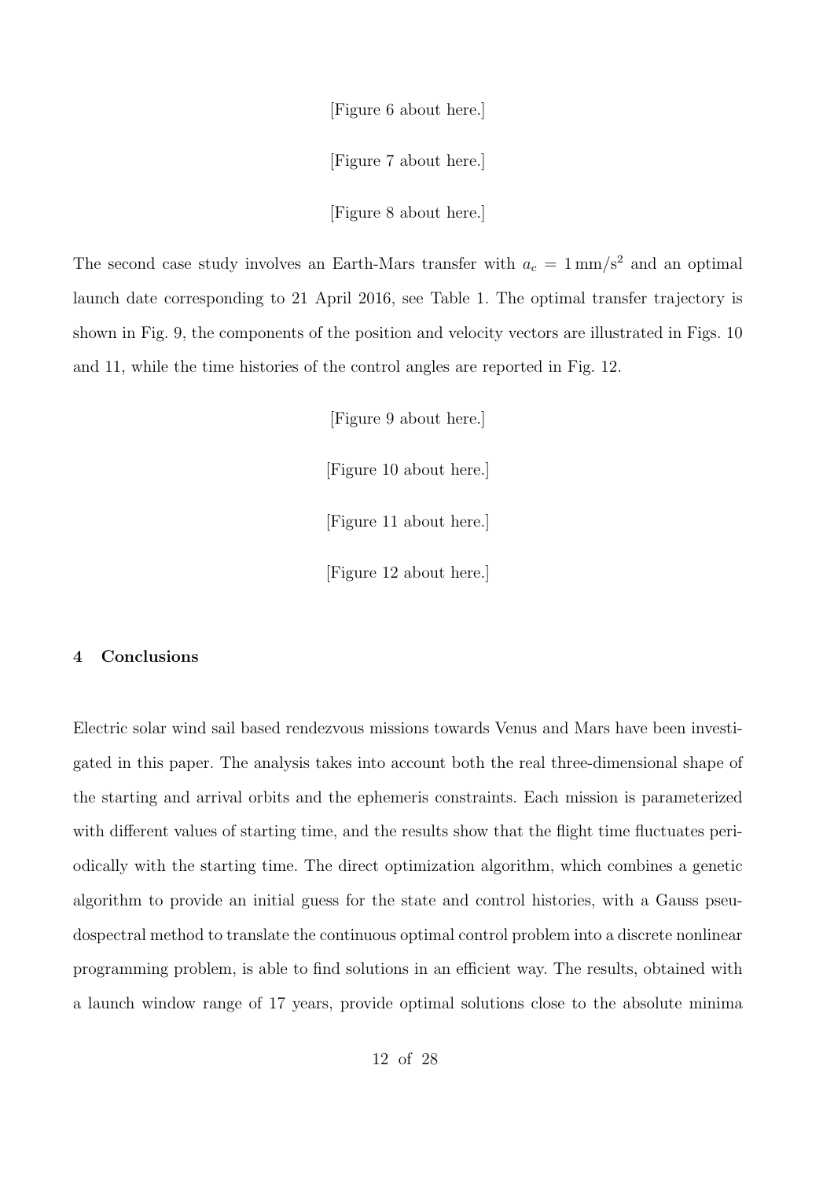[Figure 6 about here.]

[Figure 7 about here.]

[Figure 8 about here.]

The second case study involves an Earth-Mars transfer with $a_c = 1\,\mathrm{mm/s^2}$ and an optimal launch date corresponding to 21 April 2016, see Table 1. The optimal transfer trajectory is shown in Fig. 9, the components of the position and velocity vectors are illustrated in Figs. 10 and 11, while the time histories of the control angles are reported in Fig. 12.

[Figure 9 about here.]

[Figure 10 about here.]

[Figure 11 about here.]

[Figure 12 about here.]

## 4 Conclusions

Electric solar wind sail based rendezvous missions towards Venus and Mars have been investigated in this paper. The analysis takes into account both the real three-dimensional shape of the starting and arrival orbits and the ephemeris constraints. Each mission is parameterized with different values of starting time, and the results show that the flight time fluctuates periodically with the starting time. The direct optimization algorithm, which combines a genetic algorithm to provide an initial guess for the state and control histories, with a Gauss pseudospectral method to translate the continuous optimal control problem into a discrete nonlinear programming problem, is able to find solutions in an efficient way. The results, obtained with a launch window range of 17 years, provide optimal solutions close to the absolute minima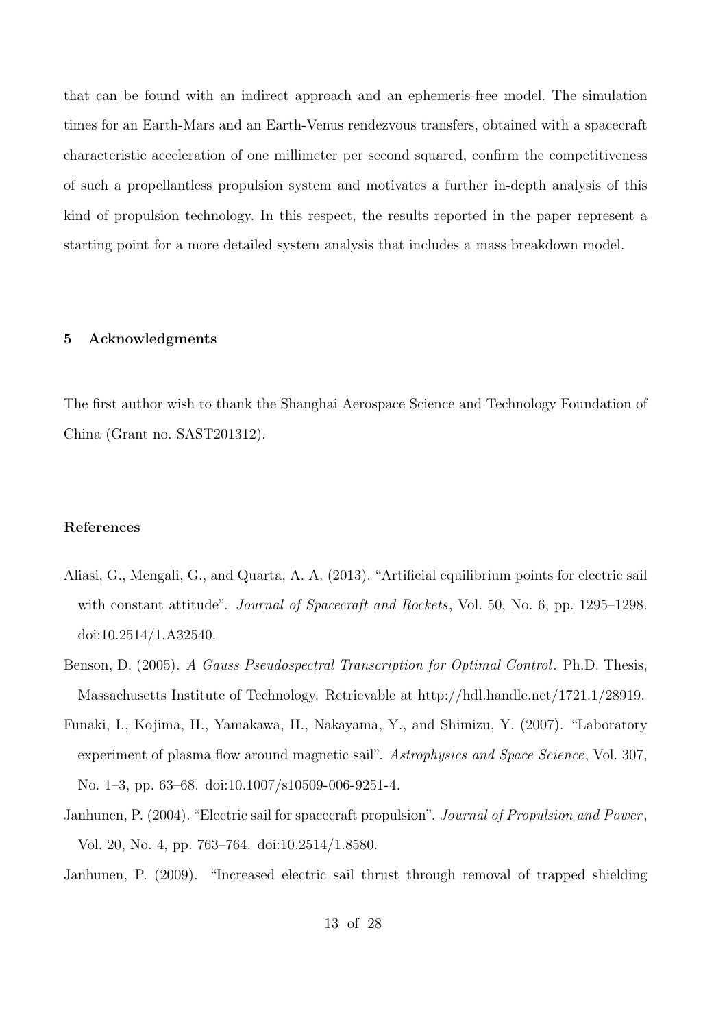that can be found with an indirect approach and an ephemeris-free model. The simulation times for an Earth-Mars and an Earth-Venus rendezvous transfers, obtained with a spacecraft characteristic acceleration of one millimeter per second squared, confirm the competitiveness of such a propellantless propulsion system and motivates a further in-depth analysis of this kind of propulsion technology. In this respect, the results reported in the paper represent a starting point for a more detailed system analysis that includes a mass breakdown model.

## 5 Acknowledgments

The first author wish to thank the Shanghai Aerospace Science and Technology Foundation of China (Grant no. SAST201312).

## References

Aliasi, G., Mengali, G., and Quarta, A. A. (2013). "Artificial equilibrium points for electric sail with constant attitude". *Journal of Spacecraft and Rockets*, Vol. 50, No. 6, pp. 1295–1298. doi:10.2514/1.A32540.

Benson, D. (2005). *A Gauss Pseudospectral Transcription for Optimal Control*. Ph.D. Thesis, Massachusetts Institute of Technology. Retrievable at http://hdl.handle.net/1721.1/28919.

Funaki, I., Kojima, H., Yamakawa, H., Nakayama, Y., and Shimizu, Y. (2007). "Laboratory experiment of plasma flow around magnetic sail". *Astrophysics and Space Science*, Vol. 307, No. 1–3, pp. 63–68. doi:10.1007/s10509-006-9251-4.

Janhunen, P. (2004). "Electric sail for spacecraft propulsion". *Journal of Propulsion and Power*, Vol. 20, No. 4, pp. 763–764. doi:10.2514/1.8580.

Janhunen, P. (2009). "Increased electric sail thrust through removal of trapped shielding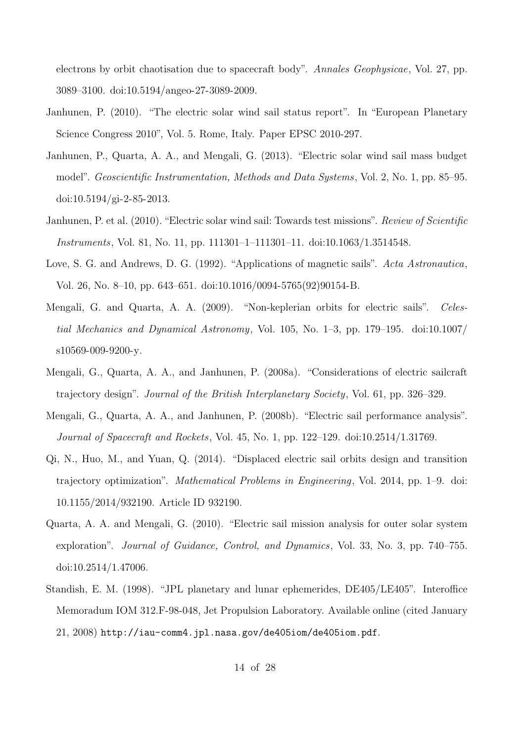electrons by orbit chaotisation due to spacecraft body". *Annales Geophysicae*, Vol. 27, pp. 3089–3100. doi:10.5194/angeo-27-3089-2009.

Janhunen, P. (2010). "The electric solar wind sail status report". In "European Planetary Science Congress 2010", Vol. 5. Rome, Italy. Paper EPSC 2010-297.

Janhunen, P., Quarta, A. A., and Mengali, G. (2013). "Electric solar wind sail mass budget model". *Geoscientific Instrumentation, Methods and Data Systems*, Vol. 2, No. 1, pp. 85–95. doi:10.5194/gi-2-85-2013.

Janhunen, P. et al. (2010). "Electric solar wind sail: Towards test missions". *Review of Scientific Instruments*, Vol. 81, No. 11, pp. 111301–1–111301–11. doi:10.1063/1.3514548.

Love, S. G. and Andrews, D. G. (1992). "Applications of magnetic sails". *Acta Astronautica*, Vol. 26, No. 8–10, pp. 643–651. doi:10.1016/0094-5765(92)90154-B.

Mengali, G. and Quarta, A. A. (2009). "Non-keplerian orbits for electric sails". *Celestial Mechanics and Dynamical Astronomy*, Vol. 105, No. 1–3, pp. 179–195. doi:10.1007/s10569-009-9200-y.

Mengali, G., Quarta, A. A., and Janhunen, P. (2008a). "Considerations of electric sailcraft trajectory design". *Journal of the British Interplanetary Society*, Vol. 61, pp. 326–329.

Mengali, G., Quarta, A. A., and Janhunen, P. (2008b). "Electric sail performance analysis". *Journal of Spacecraft and Rockets*, Vol. 45, No. 1, pp. 122–129. doi:10.2514/1.31769.

Qi, N., Huo, M., and Yuan, Q. (2014). "Displaced electric sail orbits design and transition trajectory optimization". *Mathematical Problems in Engineering*, Vol. 2014, pp. 1–9. doi: 10.1155/2014/932190. Article ID 932190.

Quarta, A. A. and Mengali, G. (2010). "Electric sail mission analysis for outer solar system exploration". *Journal of Guidance, Control, and Dynamics*, Vol. 33, No. 3, pp. 740–755. doi:10.2514/1.47006.

Standish, E. M. (1998). "JPL planetary and lunar ephemerides, DE405/LE405". Interoffice Memoradum IOM 312.F-98-048, Jet Propulsion Laboratory. Available online (cited January 21, 2008) `http://iau-comm4.jpl.nasa.gov/de405iom/de405iom.pdf`.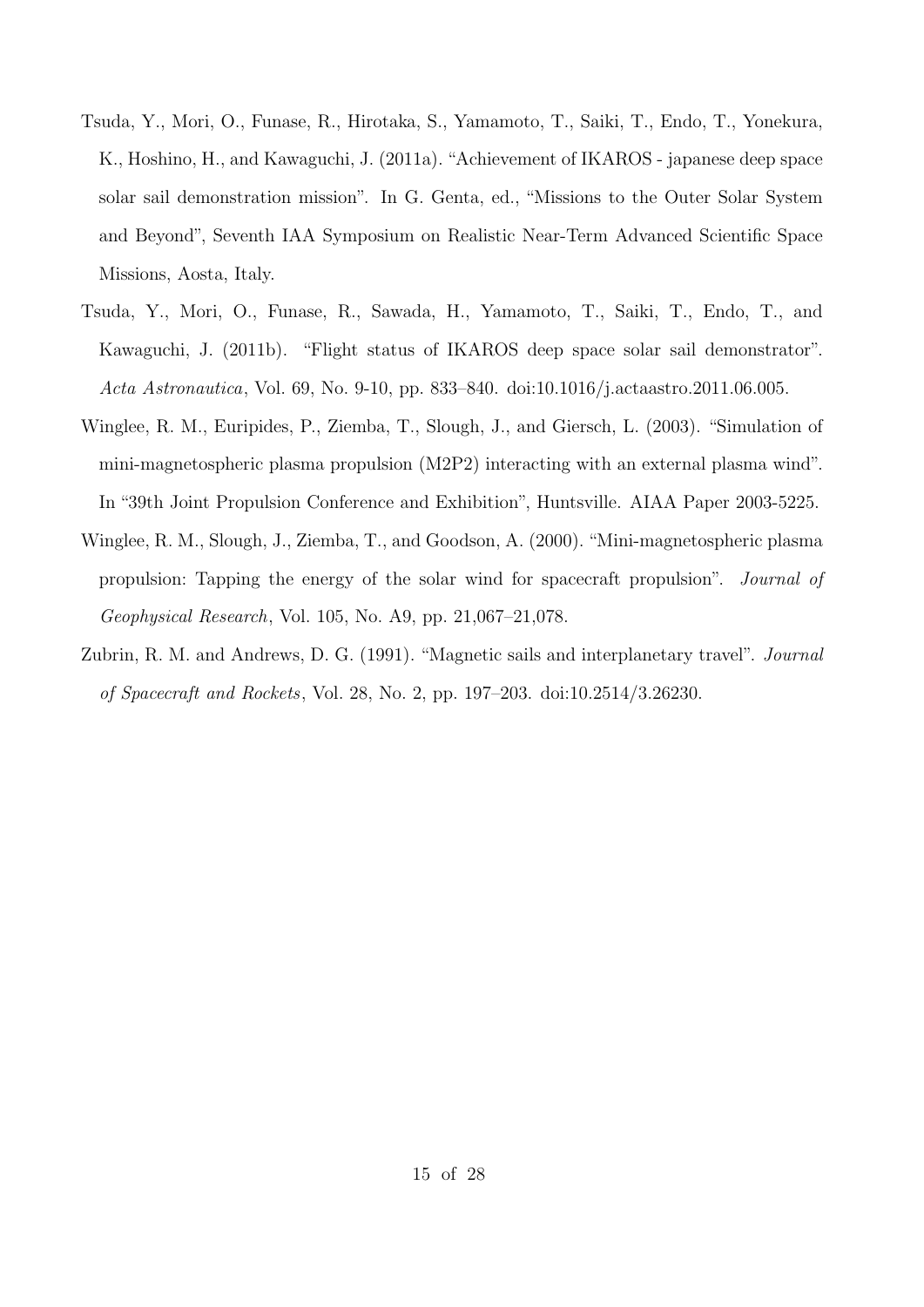Tsuda, Y., Mori, O., Funase, R., Hirotaka, S., Yamamoto, T., Saiki, T., Endo, T., Yonekura, K., Hoshino, H., and Kawaguchi, J. (2011a). "Achievement of IKAROS - japanese deep space solar sail demonstration mission". In G. Genta, ed., "Missions to the Outer Solar System and Beyond", Seventh IAA Symposium on Realistic Near-Term Advanced Scientific Space Missions, Aosta, Italy.

Tsuda, Y., Mori, O., Funase, R., Sawada, H., Yamamoto, T., Saiki, T., Endo, T., and Kawaguchi, J. (2011b). "Flight status of IKAROS deep space solar sail demonstrator". *Acta Astronautica*, Vol. 69, No. 9-10, pp. 833–840. doi:10.1016/j.actaastro.2011.06.005.

Winglee, R. M., Euripides, P., Ziemba, T., Slough, J., and Giersch, L. (2003). "Simulation of mini-magnetospheric plasma propulsion (M2P2) interacting with an external plasma wind". In "39th Joint Propulsion Conference and Exhibition", Huntsville. AIAA Paper 2003-5225.

Winglee, R. M., Slough, J., Ziemba, T., and Goodson, A. (2000). "Mini-magnetospheric plasma propulsion: Tapping the energy of the solar wind for spacecraft propulsion". *Journal of Geophysical Research*, Vol. 105, No. A9, pp. 21,067–21,078.

Zubrin, R. M. and Andrews, D. G. (1991). "Magnetic sails and interplanetary travel". *Journal of Spacecraft and Rockets*, Vol. 28, No. 2, pp. 197–203. doi:10.2514/3.26230.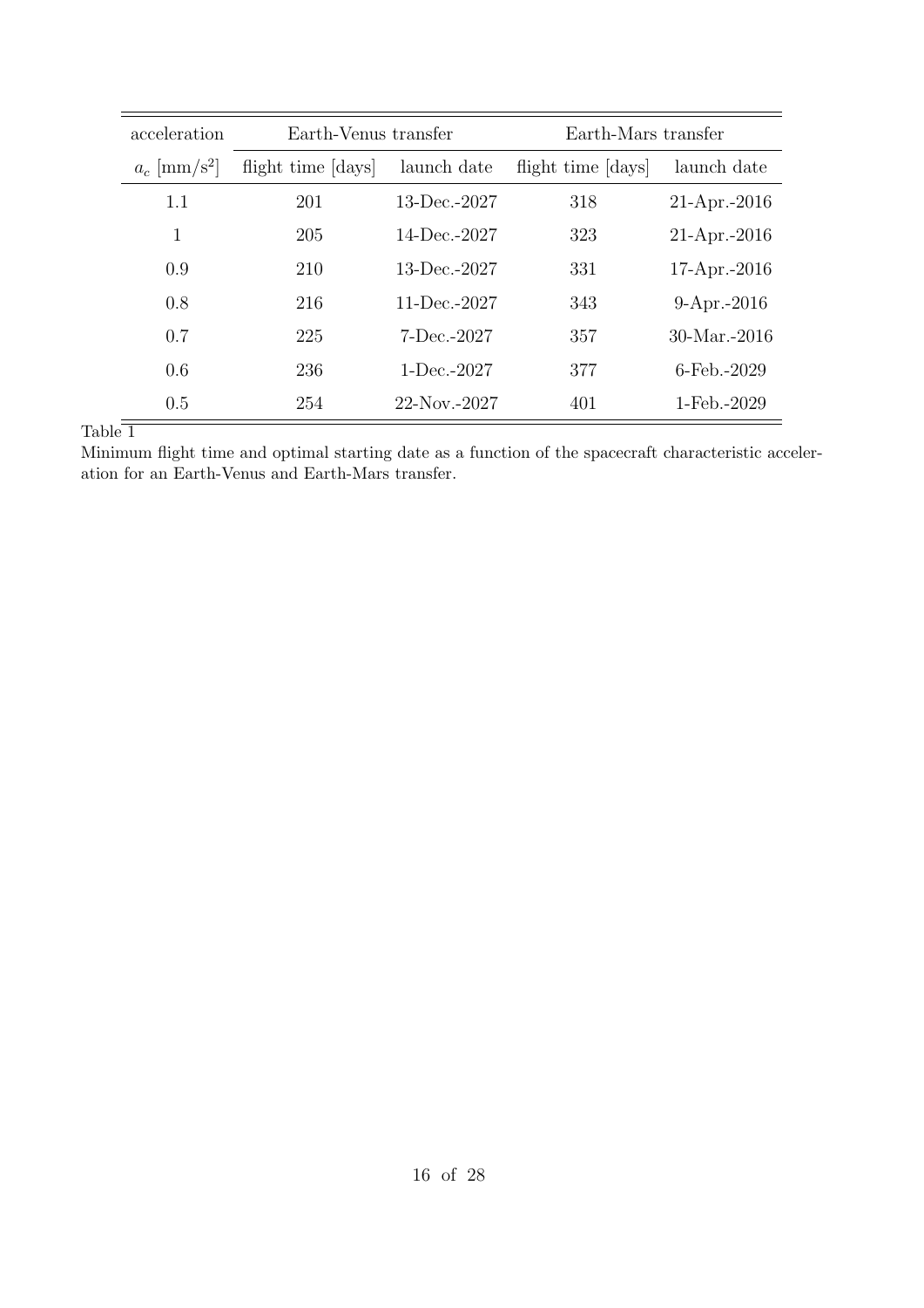| acceleration | Earth-Venus transfer | | Earth-Mars transfer | |
|---|---|---|---|---|
| $a_c$ [mm/s$^2$] | flight time [days] | launch date | flight time [days] | launch date |
| 1.1 | 201 | 13-Dec.-2027 | 318 | 21-Apr.-2016 |
| 1 | 205 | 14-Dec.-2027 | 323 | 21-Apr.-2016 |
| 0.9 | 210 | 13-Dec.-2027 | 331 | 17-Apr.-2016 |
| 0.8 | 216 | 11-Dec.-2027 | 343 | 9-Apr.-2016 |
| 0.7 | 225 | 7-Dec.-2027 | 357 | 30-Mar.-2016 |
| 0.6 | 236 | 1-Dec.-2027 | 377 | 6-Feb.-2029 |
| 0.5 | 254 | 22-Nov.-2027 | 401 | 1-Feb.-2029 |

Table 1

Minimum flight time and optimal starting date as a function of the spacecraft characteristic acceleration for an Earth-Venus and Earth-Mars transfer.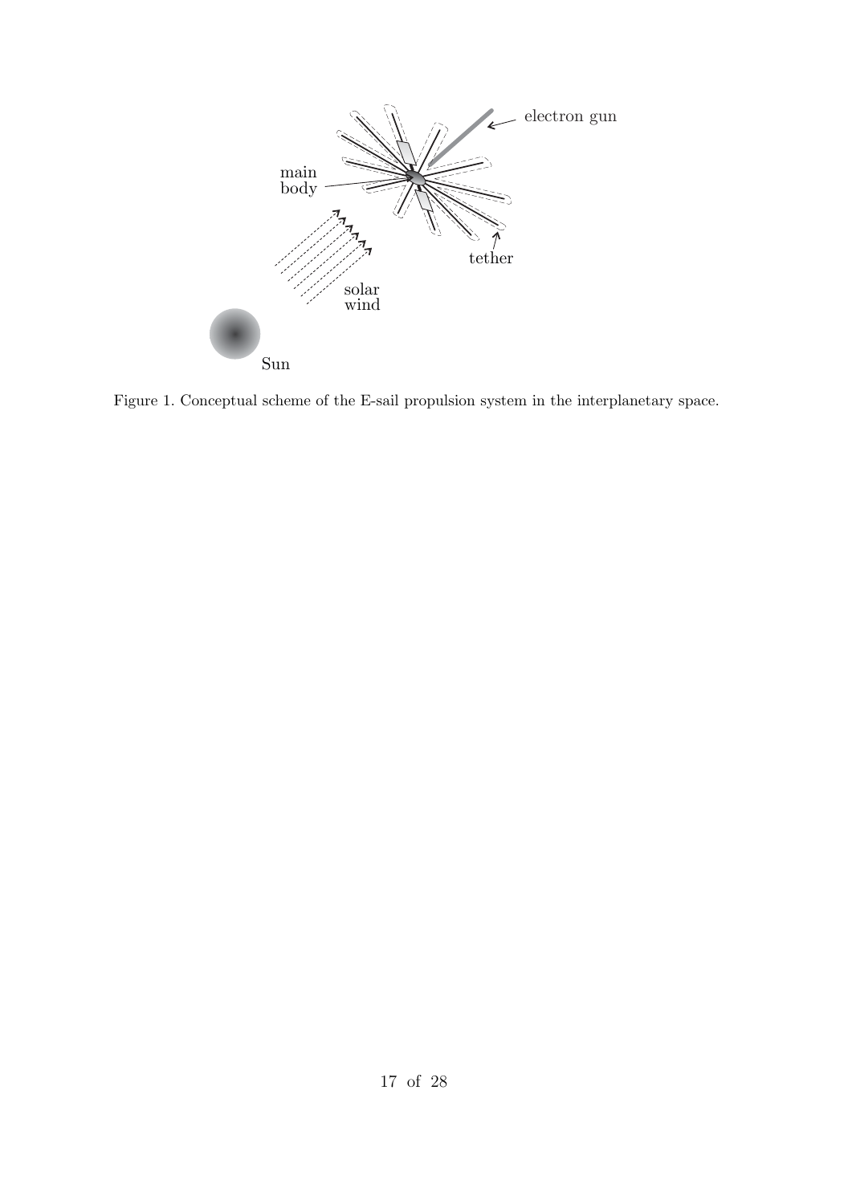Figure 1. Conceptual scheme of the E-sail propulsion system in the interplanetary space.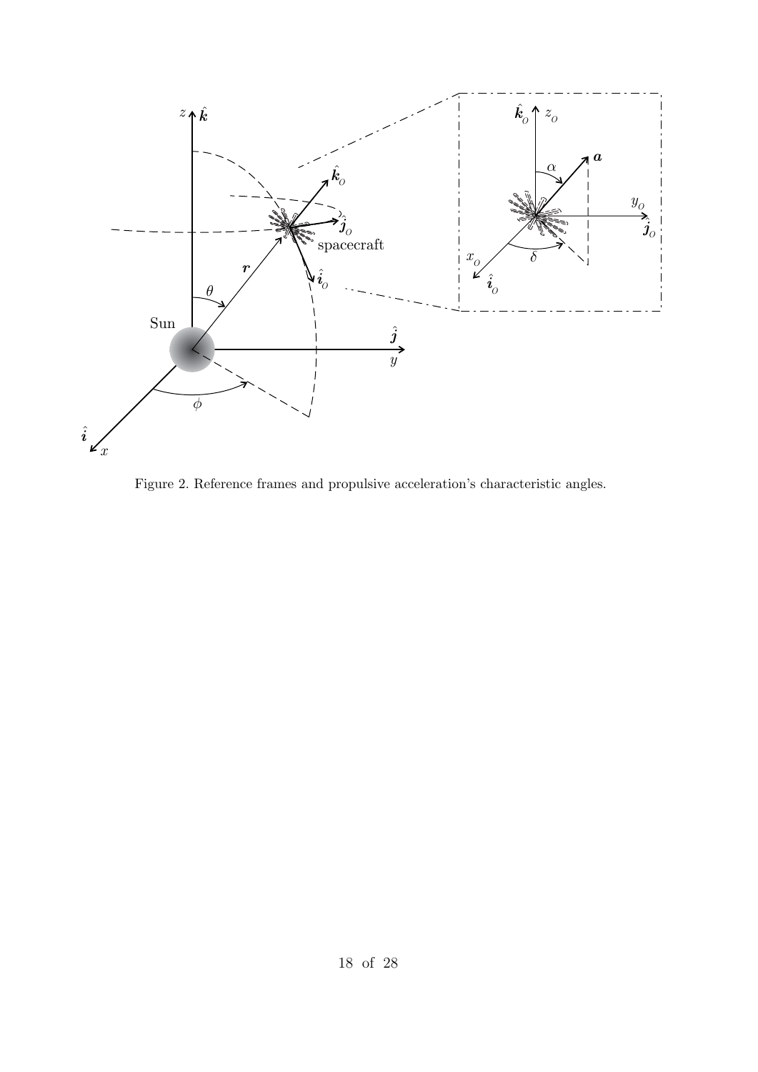Figure 2. Reference frames and propulsive acceleration's characteristic angles.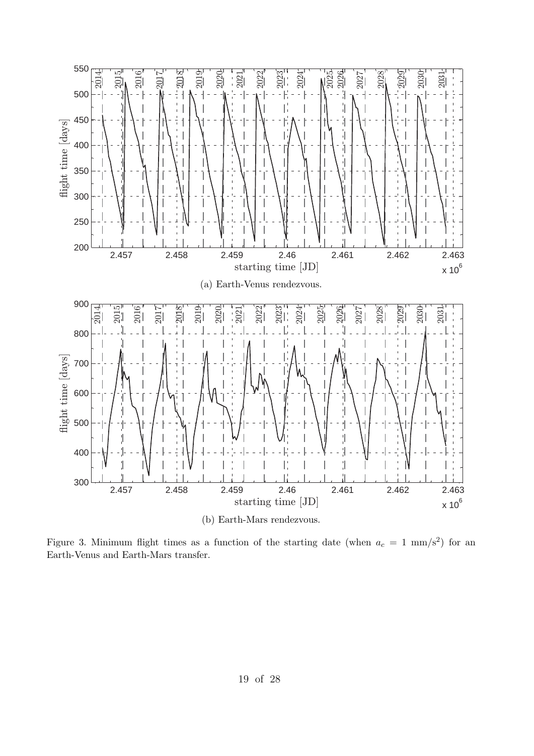(a) Earth-Venus rendezvous.

(b) Earth-Mars rendezvous.

Figure 3. Minimum flight times as a function of the starting date (when $a_c = 1$ mm/s$^2$) for an Earth-Venus and Earth-Mars transfer.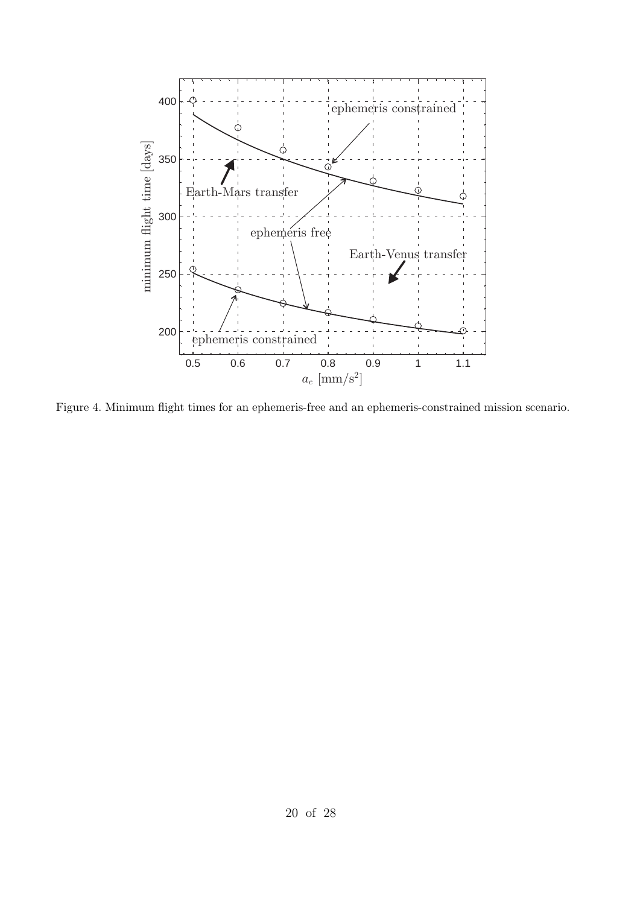Figure 4. Minimum flight times for an ephemeris-free and an ephemeris-constrained mission scenario.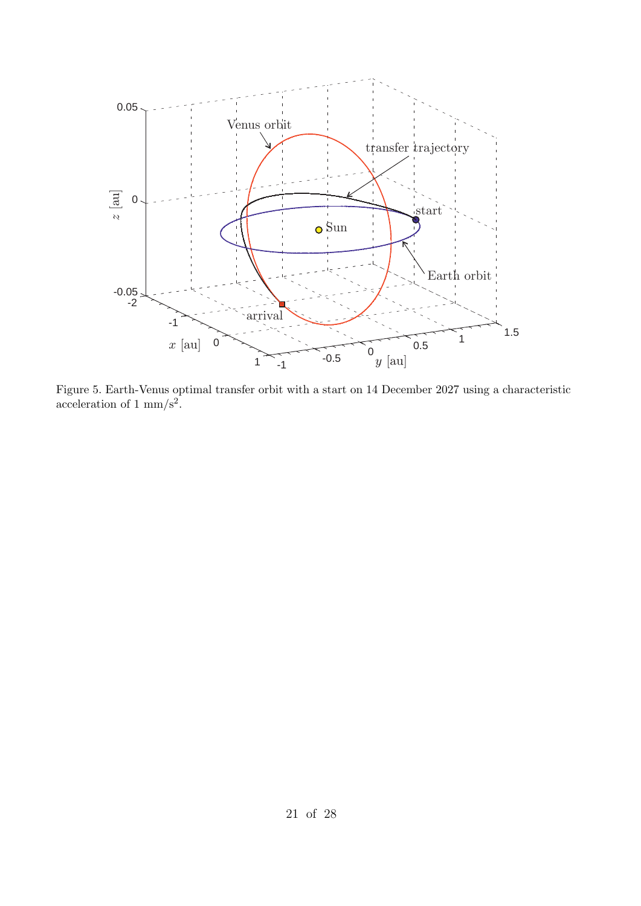Figure 5. Earth-Venus optimal transfer orbit with a start on 14 December 2027 using a characteristic acceleration of 1 $mm/s^2$.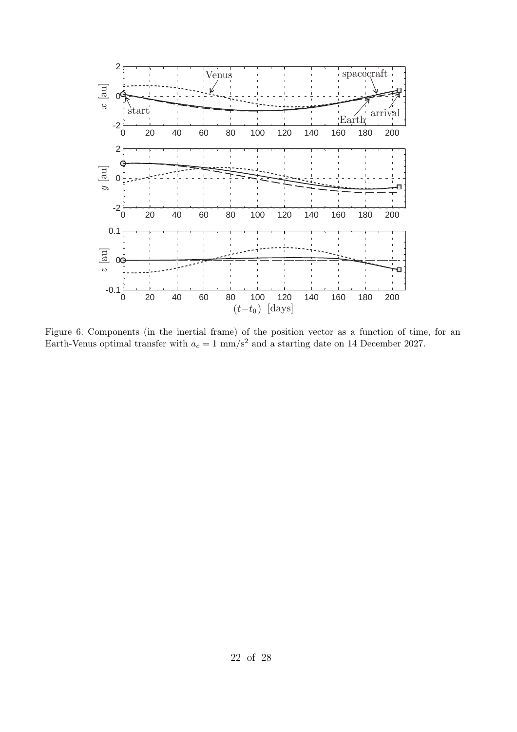Figure 6. Components (in the inertial frame) of the position vector as a function of time, for an Earth-Venus optimal transfer with $a_c = 1$ mm/s$^2$ and a starting date on 14 December 2027.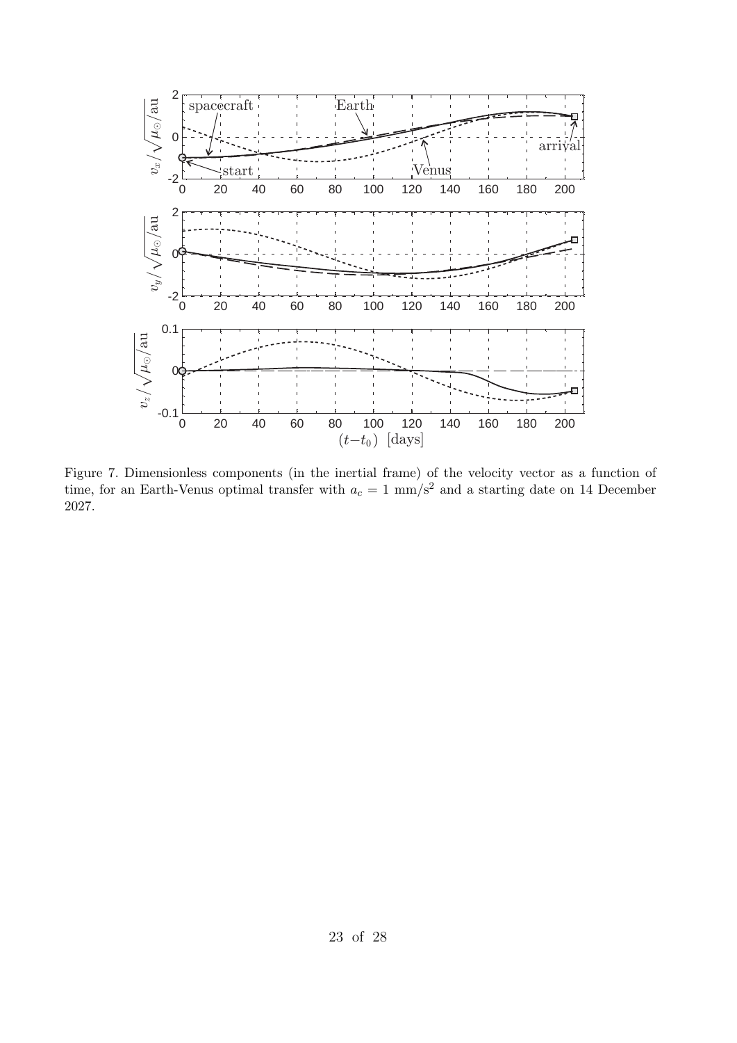Figure 7. Dimensionless components (in the inertial frame) of the velocity vector as a function of time, for an Earth-Venus optimal transfer with $a_c = 1$ mm/s$^2$ and a starting date on 14 December 2027.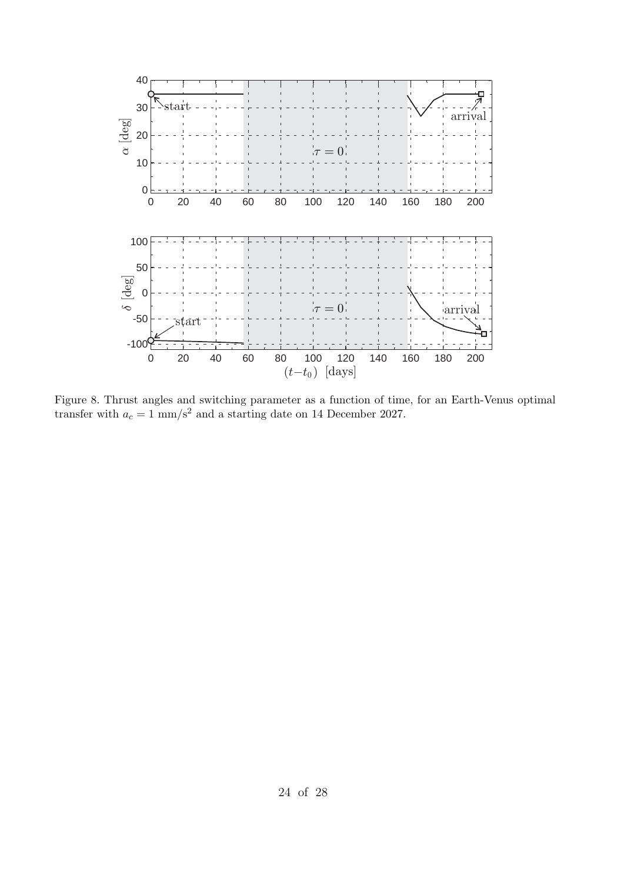Figure 8. Thrust angles and switching parameter as a function of time, for an Earth-Venus optimal transfer with $a_c = 1$ mm/s$^2$ and a starting date on 14 December 2027.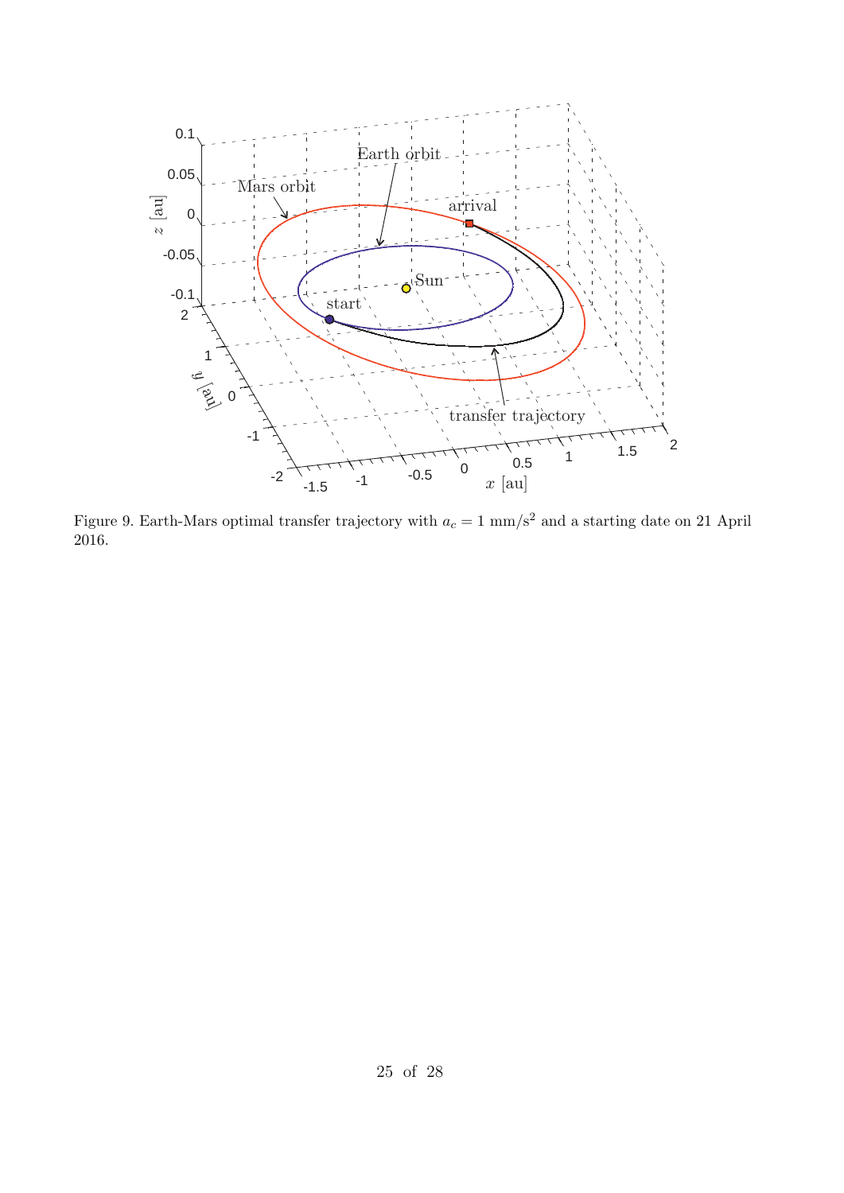Figure 9. Earth-Mars optimal transfer trajectory with $a_c = 1$ mm/s$^2$ and a starting date on 21 April 2016.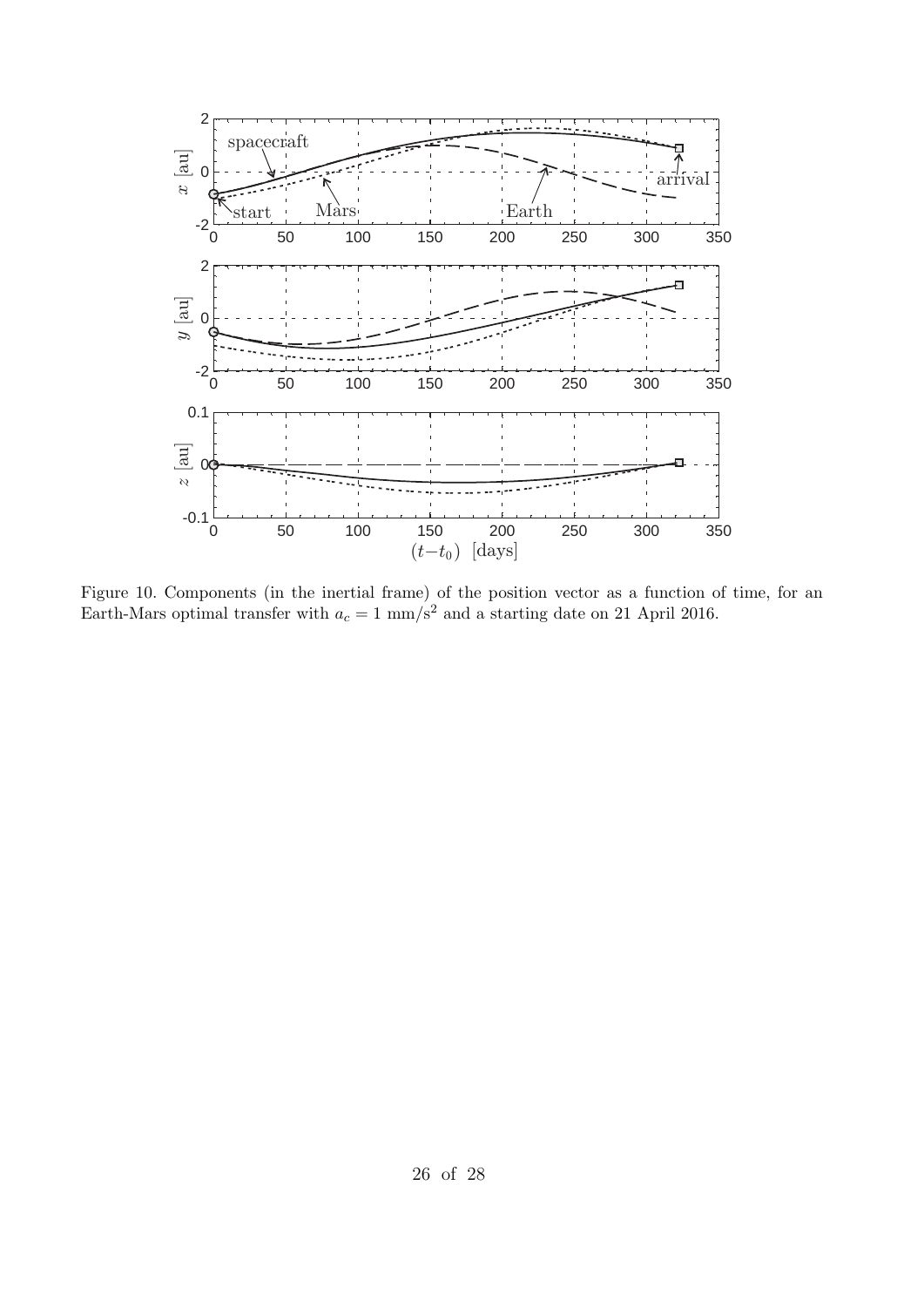Figure 10. Components (in the inertial frame) of the position vector as a function of time, for an Earth-Mars optimal transfer with $a_c = 1$ mm/s$^2$ and a starting date on 21 April 2016.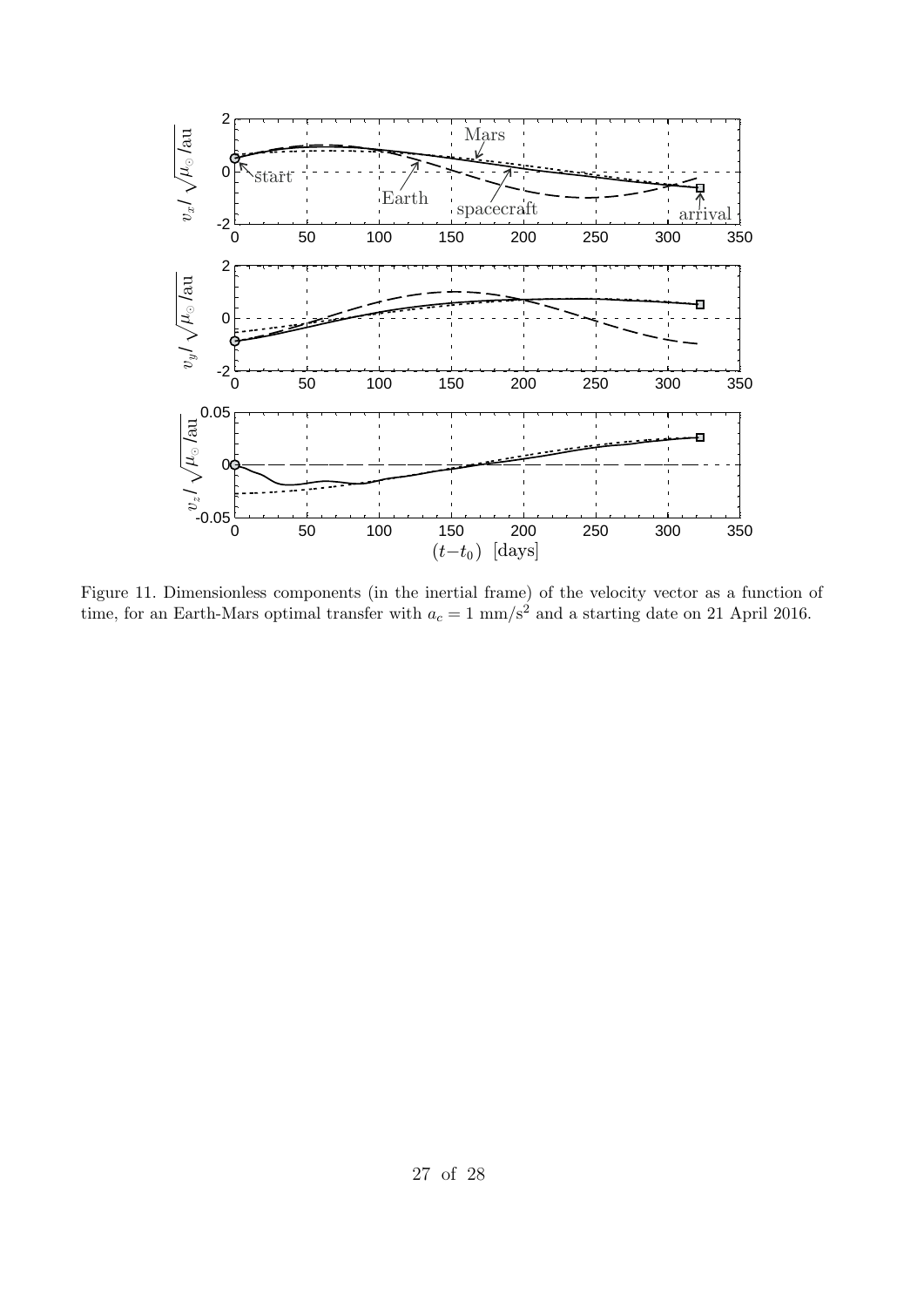Figure 11. Dimensionless components (in the inertial frame) of the velocity vector as a function of time, for an Earth-Mars optimal transfer with $a_c = 1$ mm/s$^2$ and a starting date on 21 April 2016.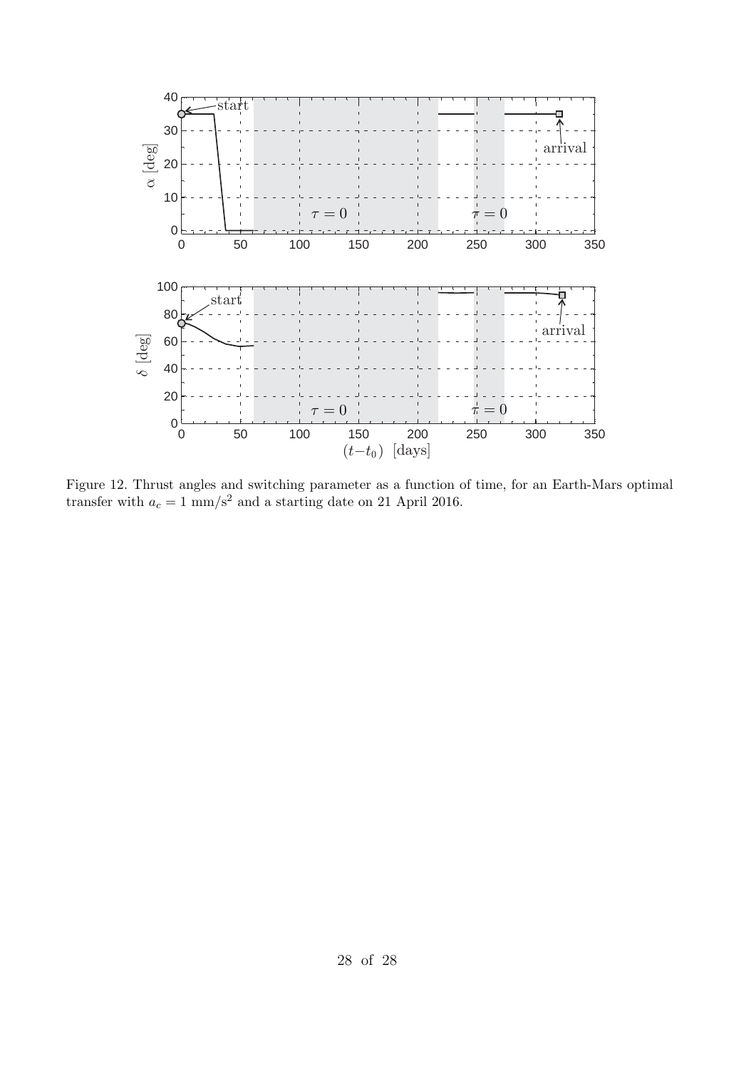α [deg]

40
30
20
10
0

0 50 100 150 200 250 300 350

start

arrival

$\tau = 0$

$\tau = 0$

δ [deg]

100
80
60
40
20
0

0 50 100 150 200 250 300 350

start

arrival

$\tau = 0$

$\tau = 0$

$(t - t_0)$ [days]

Figure 12. Thrust angles and switching parameter as a function of time, for an Earth-Mars optimal transfer with $a_c = 1$ mm/s$^2$ and a starting date on 21 April 2016.